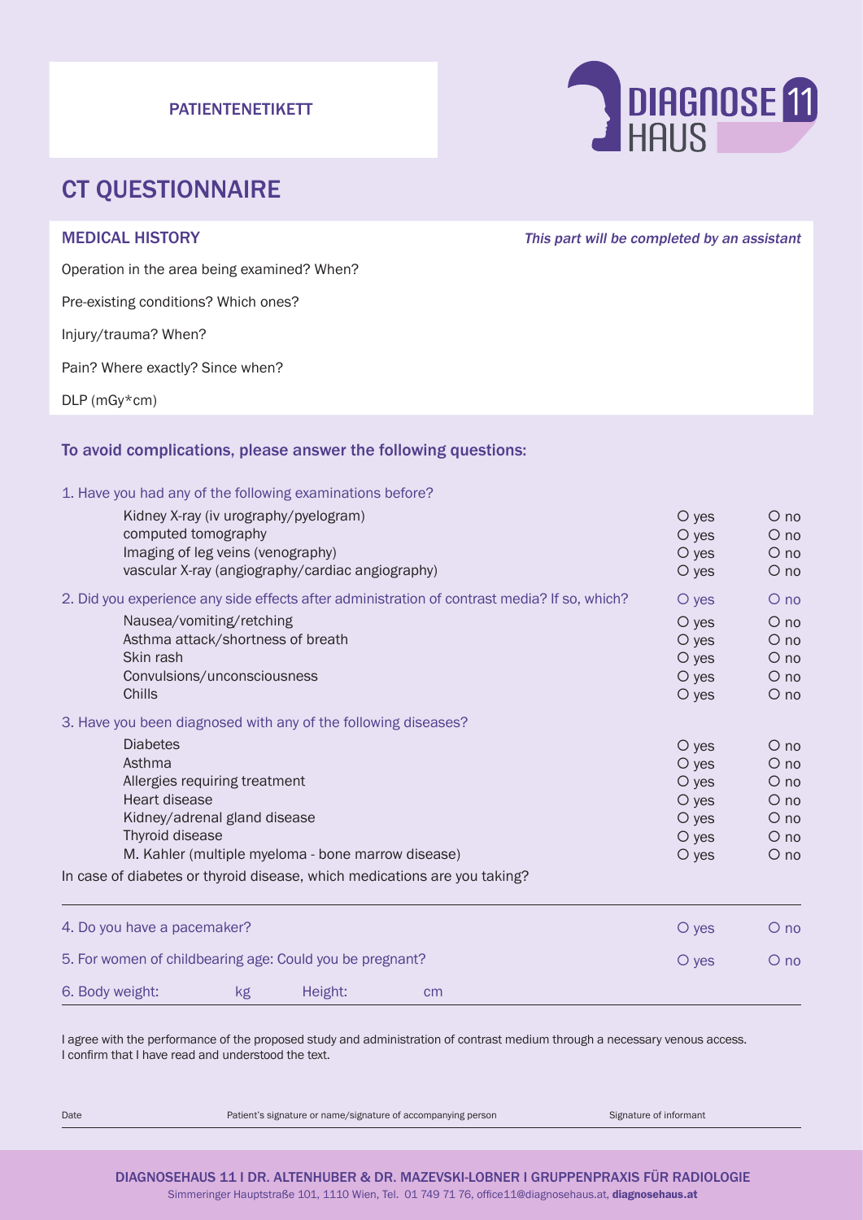PATIENTENETIKETT

DIAGNOSE 11 HAUS

# CT QUESTIONNAIRE

## MEDICAL HISTORY

*This part will be completed by an assistant*

Operation in the area being examined? When?

Pre-existing conditions? Which ones?

Injury/trauma? When?

Pain? Where exactly? Since when?

DLP (mGy*cm)

## To avoid complications, please answer the following questions:

1. Have you had any of the following examinations before?

| | | |
|---|---|---|
| Kidney X-ray (iv urography/pyelogram) | O yes | O no |
| computed tomography | O yes | O no |
| Imaging of leg veins (venography) | O yes | O no |
| vascular X-ray (angiography/cardiac angiography) | O yes | O no |

2. Did you experience any side effects after administration of contrast media? If so, which? O yes O no

| | | |
|---|---|---|
| Nausea/vomiting/retching | O yes | O no |
| Asthma attack/shortness of breath | O yes | O no |
| Skin rash | O yes | O no |
| Convulsions/unconsciousness | O yes | O no |
| Chills | O yes | O no |

3. Have you been diagnosed with any of the following diseases?

| | | |
|---|---|---|
| Diabetes | O yes | O no |
| Asthma | O yes | O no |
| Allergies requiring treatment | O yes | O no |
| Heart disease | O yes | O no |
| Kidney/adrenal gland disease | O yes | O no |
| Thyroid disease | O yes | O no |
| M. Kahler (multiple myeloma - bone marrow disease) | O yes | O no |

In case of diabetes or thyroid disease, which medications are you taking?

4. Do you have a pacemaker? O yes O no

5. For women of childbearing age: Could you be pregnant? O yes O no

6. Body weight: kg Height: cm

I agree with the performance of the proposed study and administration of contrast medium through a necessary venous access.
I confirm that I have read and understood the text.

Date | Patient's signature or name/signature of accompanying person | Signature of informant

DIAGNOSEHAUS 11 I DR. ALTENHUBER & DR. MAZEVSKI-LOBNER I GRUPPENPRAXIS FÜR RADIOLOGIE
Simmeringer Hauptstraße 101, 1110 Wien, Tel. 01 749 71 76, office11@diagnosehaus.at, **diagnosehaus.at**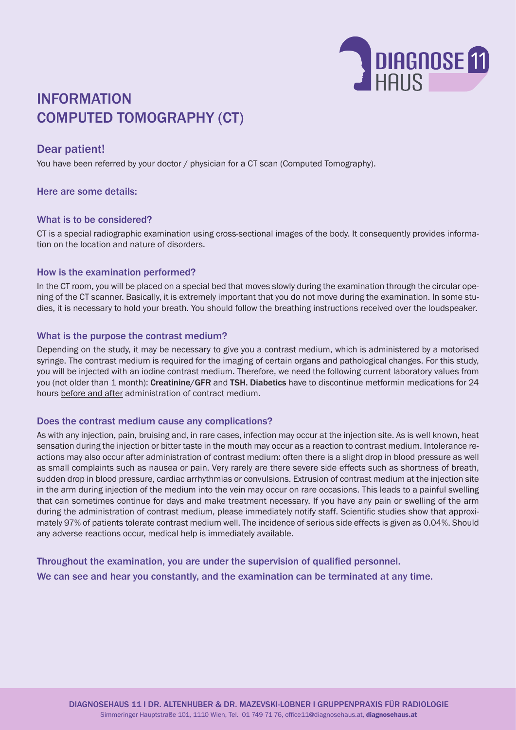# INFORMATION
# COMPUTED TOMOGRAPHY (CT)

## Dear patient!

You have been referred by your doctor / physician for a CT scan (Computed Tomography).

### Here are some details:

### What is to be considered?

CT is a special radiographic examination using cross-sectional images of the body. It consequently provides information on the location and nature of disorders.

### How is the examination performed?

In the CT room, you will be placed on a special bed that moves slowly during the examination through the circular opening of the CT scanner. Basically, it is extremely important that you do not move during the examination. In some studies, it is necessary to hold your breath. You should follow the breathing instructions received over the loudspeaker.

### What is the purpose the contrast medium?

Depending on the study, it may be necessary to give you a contrast medium, which is administered by a motorised syringe. The contrast medium is required for the imaging of certain organs and pathological changes. For this study, you will be injected with an iodine contrast medium. Therefore, we need the following current laboratory values from you (not older than 1 month): **Creatinine/GFR** and **TSH. Diabetics** have to discontinue metformin medications for 24 hours before and after administration of contract medium.

### Does the contrast medium cause any complications?

As with any injection, pain, bruising and, in rare cases, infection may occur at the injection site. As is well known, heat sensation during the injection or bitter taste in the mouth may occur as a reaction to contrast medium. Intolerance reactions may also occur after administration of contrast medium: often there is a slight drop in blood pressure as well as small complaints such as nausea or pain. Very rarely are there severe side effects such as shortness of breath, sudden drop in blood pressure, cardiac arrhythmias or convulsions. Extrusion of contrast medium at the injection site in the arm during injection of the medium into the vein may occur on rare occasions. This leads to a painful swelling that can sometimes continue for days and make treatment necessary. If you have any pain or swelling of the arm during the administration of contrast medium, please immediately notify staff. Scientific studies show that approximately 97% of patients tolerate contrast medium well. The incidence of serious side effects is given as 0.04%. Should any adverse reactions occur, medical help is immediately available.

**Throughout the examination, you are under the supervision of qualified personnel.**
**We can see and hear you constantly, and the examination can be terminated at any time.**

DIAGNOSEHAUS 11 I DR. ALTENHUBER & DR. MAZEVSKI-LOBNER I GRUPPENPRAXIS FÜR RADIOLOGIE
Simmeringer Hauptstraße 101, 1110 Wien, Tel. 01 749 71 76, office11@diagnosehaus.at, **diagnosehaus.at**